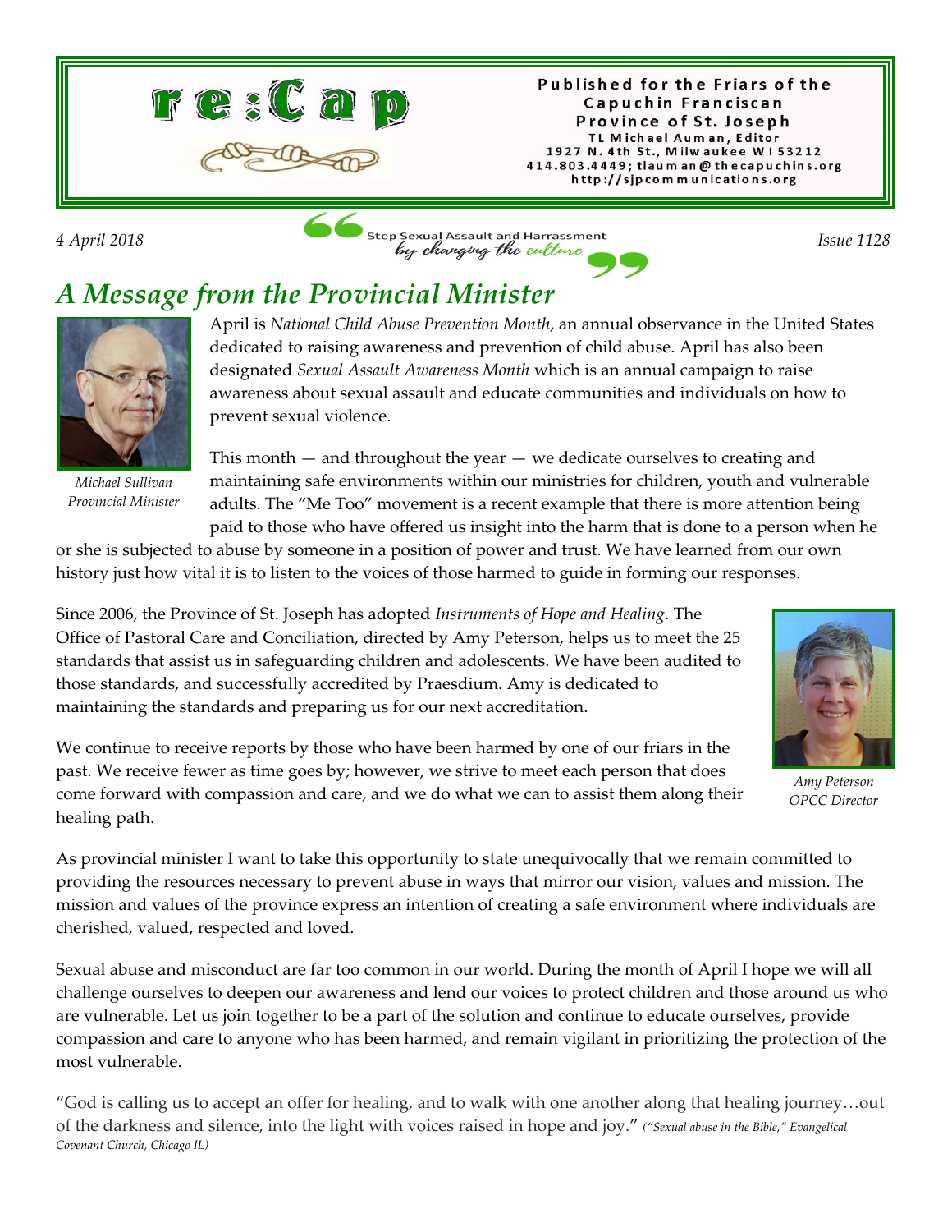# re:Cap

Published for the Friars of the Capuchin Franciscan Province of St. Joseph
TL Michael Auman, Editor
1927 N. 4th St., Milwaukee WI 53212
414.803.4449; tlauman@thecapuchins.org
http://sjpcommunications.org

*4 April 2018* | *Issue 1128*

"Stop Sexual Assault and Harrassment *by changing the culture*"

## *A Message from the Provincial Minister*

*Michael Sullivan*
*Provincial Minister*

April is *National Child Abuse Prevention Month*, an annual observance in the United States dedicated to raising awareness and prevention of child abuse. April has also been designated *Sexual Assault Awareness Month* which is an annual campaign to raise awareness about sexual assault and educate communities and individuals on how to prevent sexual violence.

This month — and throughout the year — we dedicate ourselves to creating and maintaining safe environments within our ministries for children, youth and vulnerable adults. The "Me Too" movement is a recent example that there is more attention being paid to those who have offered us insight into the harm that is done to a person when he or she is subjected to abuse by someone in a position of power and trust. We have learned from our own history just how vital it is to listen to the voices of those harmed to guide in forming our responses.

Since 2006, the Province of St. Joseph has adopted *Instruments of Hope and Healing*. The Office of Pastoral Care and Conciliation, directed by Amy Peterson, helps us to meet the 25 standards that assist us in safeguarding children and adolescents. We have been audited to those standards, and successfully accredited by Praesdium. Amy is dedicated to maintaining the standards and preparing us for our next accreditation.

*Amy Peterson*
*OPCC Director*

We continue to receive reports by those who have been harmed by one of our friars in the past. We receive fewer as time goes by; however, we strive to meet each person that does come forward with compassion and care, and we do what we can to assist them along their healing path.

As provincial minister I want to take this opportunity to state unequivocally that we remain committed to providing the resources necessary to prevent abuse in ways that mirror our vision, values and mission. The mission and values of the province express an intention of creating a safe environment where individuals are cherished, valued, respected and loved.

Sexual abuse and misconduct are far too common in our world. During the month of April I hope we will all challenge ourselves to deepen our awareness and lend our voices to protect children and those around us who are vulnerable. Let us join together to be a part of the solution and continue to educate ourselves, provide compassion and care to anyone who has been harmed, and remain vigilant in prioritizing the protection of the most vulnerable.

"God is calling us to accept an offer for healing, and to walk with one another along that healing journey…out of the darkness and silence, into the light with voices raised in hope and joy." *("Sexual abuse in the Bible," Evangelical Covenant Church, Chicago IL)*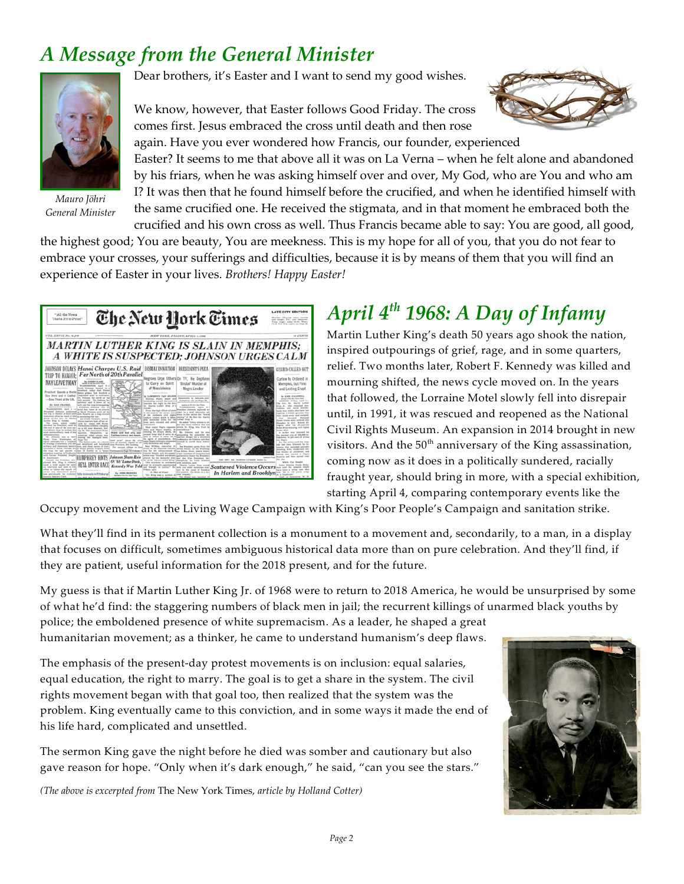# A Message from the General Minister

*Mauro Jöhri*
*General Minister*

Dear brothers, it's Easter and I want to send my good wishes.

We know, however, that Easter follows Good Friday. The cross comes first. Jesus embraced the cross until death and then rose again. Have you ever wondered how Francis, our founder, experienced Easter? It seems to me that above all it was on La Verna – when he felt alone and abandoned by his friars, when he was asking himself over and over, My God, who are You and who am I? It was then that he found himself before the crucified, and when he identified himself with the same crucified one. He received the stigmata, and in that moment he embraced both the crucified and his own cross as well. Thus Francis became able to say: You are good, all good, the highest good; You are beauty, You are meekness. This is my hope for all of you, that you do not fear to embrace your crosses, your sufferings and difficulties, because it is by means of them that you will find an experience of Easter in your lives. *Brothers! Happy Easter!*

# April 4th 1968: A Day of Infamy

Martin Luther King's death 50 years ago shook the nation, inspired outpourings of grief, rage, and in some quarters, relief. Two months later, Robert F. Kennedy was killed and mourning shifted, the news cycle moved on. In the years that followed, the Lorraine Motel slowly fell into disrepair until, in 1991, it was rescued and reopened as the National Civil Rights Museum. An expansion in 2014 brought in new visitors. And the 50th anniversary of the King assassination, coming now as it does in a politically sundered, racially fraught year, should bring in more, with a special exhibition, starting April 4, comparing contemporary events like the Occupy movement and the Living Wage Campaign with King's Poor People's Campaign and sanitation strike.

What they'll find in its permanent collection is a monument to a movement and, secondarily, to a man, in a display that focuses on difficult, sometimes ambiguous historical data more than on pure celebration. And they'll find, if they are patient, useful information for the 2018 present, and for the future.

My guess is that if Martin Luther King Jr. of 1968 were to return to 2018 America, he would be unsurprised by some of what he'd find: the staggering numbers of black men in jail; the recurrent killings of unarmed black youths by police; the emboldened presence of white supremacism. As a leader, he shaped a great humanitarian movement; as a thinker, he came to understand humanism's deep flaws.

The emphasis of the present-day protest movements is on inclusion: equal salaries, equal education, the right to marry. The goal is to get a share in the system. The civil rights movement began with that goal too, then realized that the system was the problem. King eventually came to this conviction, and in some ways it made the end of his life hard, complicated and unsettled.

The sermon King gave the night before he died was somber and cautionary but also gave reason for hope. "Only when it's dark enough," he said, "can you see the stars."

*(The above is excerpted from* The New York Times*, article by Holland Cotter)*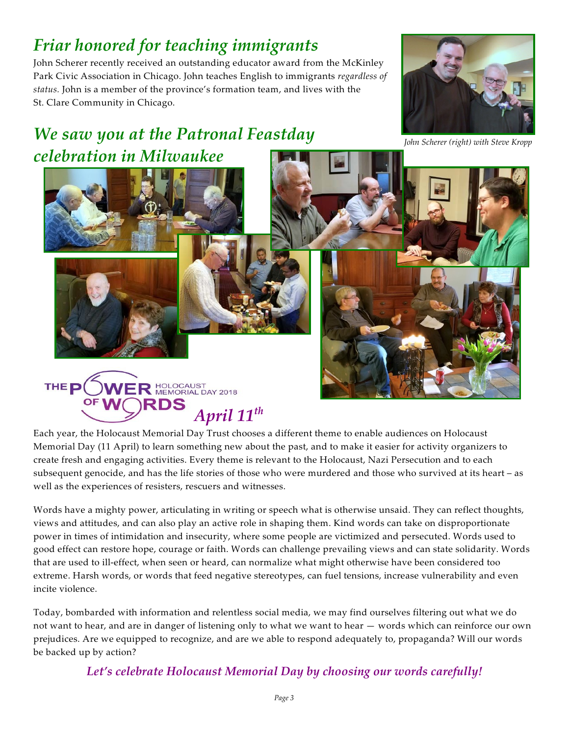# *Friar honored for teaching immigrants*

John Scherer recently received an outstanding educator award from the McKinley Park Civic Association in Chicago. John teaches English to immigrants *regardless of status.* John is a member of the province's formation team, and lives with the St. Clare Community in Chicago.

*John Scherer (right) with Steve Kropp*

# *We saw you at the Patronal Feastday celebration in Milwaukee*

THE POWER OF WORDS HOLOCAUST MEMORIAL DAY 2018

## *April 11th*

Each year, the Holocaust Memorial Day Trust chooses a different theme to enable audiences on Holocaust Memorial Day (11 April) to learn something new about the past, and to make it easier for activity organizers to create fresh and engaging activities. Every theme is relevant to the Holocaust, Nazi Persecution and to each subsequent genocide, and has the life stories of those who were murdered and those who survived at its heart – as well as the experiences of resisters, rescuers and witnesses.

Words have a mighty power, articulating in writing or speech what is otherwise unsaid. They can reflect thoughts, views and attitudes, and can also play an active role in shaping them. Kind words can take on disproportionate power in times of intimidation and insecurity, where some people are victimized and persecuted. Words used to good effect can restore hope, courage or faith. Words can challenge prevailing views and can state solidarity. Words that are used to ill-effect, when seen or heard, can normalize what might otherwise have been considered too extreme. Harsh words, or words that feed negative stereotypes, can fuel tensions, increase vulnerability and even incite violence.

Today, bombarded with information and relentless social media, we may find ourselves filtering out what we do not want to hear, and are in danger of listening only to what we want to hear — words which can reinforce our own prejudices. Are we equipped to recognize, and are we able to respond adequately to, propaganda? Will our words be backed up by action?

***Let's celebrate Holocaust Memorial Day by choosing our words carefully!***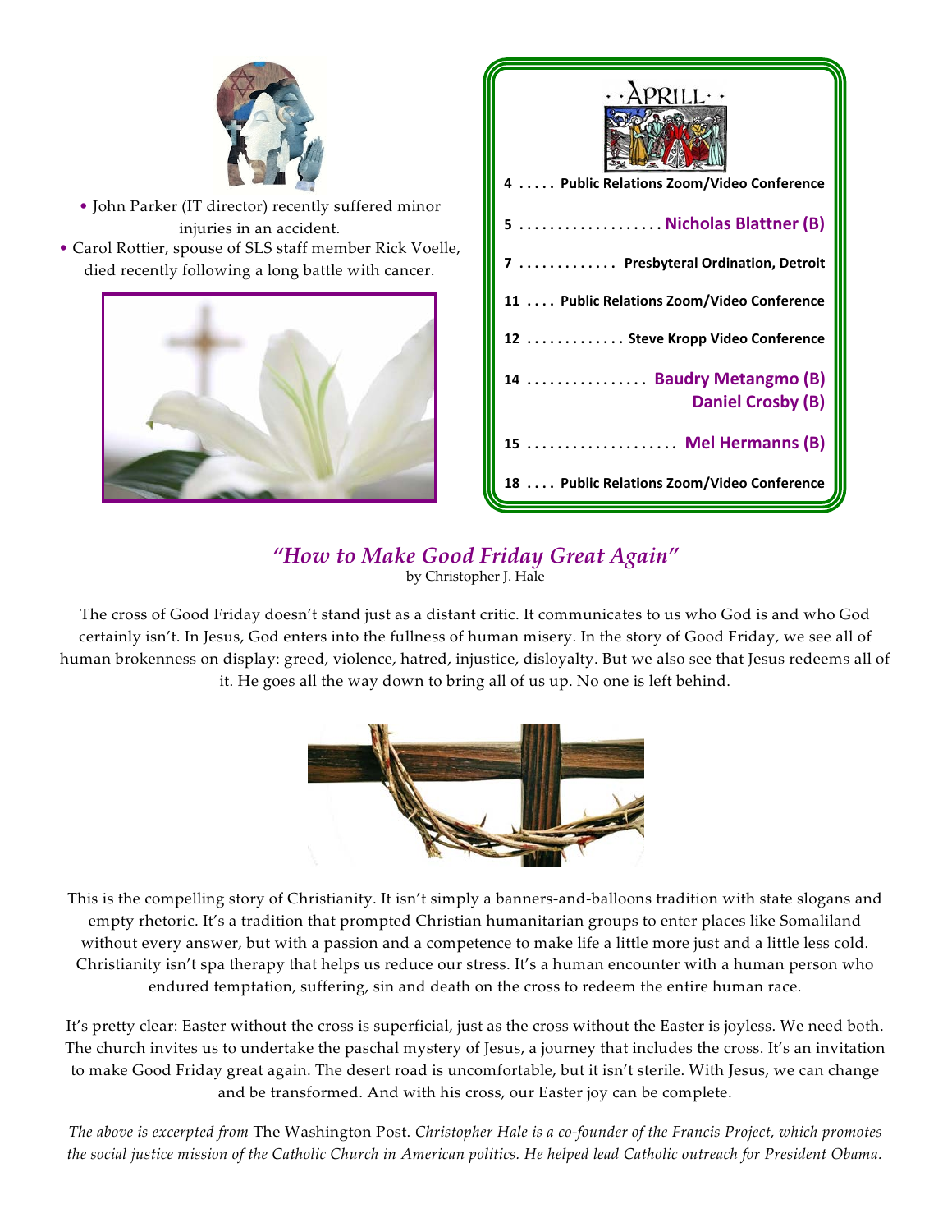- John Parker (IT director) recently suffered minor injuries in an accident.
- Carol Rottier, spouse of SLS staff member Rick Voelle, died recently following a long battle with cancer.

**APRILL**

| | |
|---|---|
| 4 | Public Relations Zoom/Video Conference |
| 5 | **Nicholas Blattner (B)** |
| 7 | Presbyteral Ordination, Detroit |
| 11 | Public Relations Zoom/Video Conference |
| 12 | Steve Kropp Video Conference |
| 14 | **Baudry Metangmo (B)**<br>**Daniel Crosby (B)** |
| 15 | **Mel Hermanns (B)** |
| 18 | Public Relations Zoom/Video Conference |

## *"How to Make Good Friday Great Again"*

by Christopher J. Hale

The cross of Good Friday doesn't stand just as a distant critic. It communicates to us who God is and who God certainly isn't. In Jesus, God enters into the fullness of human misery. In the story of Good Friday, we see all of human brokenness on display: greed, violence, hatred, injustice, disloyalty. But we also see that Jesus redeems all of it. He goes all the way down to bring all of us up. No one is left behind.

This is the compelling story of Christianity. It isn't simply a banners-and-balloons tradition with state slogans and empty rhetoric. It's a tradition that prompted Christian humanitarian groups to enter places like Somaliland without every answer, but with a passion and a competence to make life a little more just and a little less cold. Christianity isn't spa therapy that helps us reduce our stress. It's a human encounter with a human person who endured temptation, suffering, sin and death on the cross to redeem the entire human race.

It's pretty clear: Easter without the cross is superficial, just as the cross without the Easter is joyless. We need both. The church invites us to undertake the paschal mystery of Jesus, a journey that includes the cross. It's an invitation to make Good Friday great again. The desert road is uncomfortable, but it isn't sterile. With Jesus, we can change and be transformed. And with his cross, our Easter joy can be complete.

*The above is excerpted from* The Washington Post. *Christopher Hale is a co-founder of the Francis Project, which promotes the social justice mission of the Catholic Church in American politics. He helped lead Catholic outreach for President Obama.*